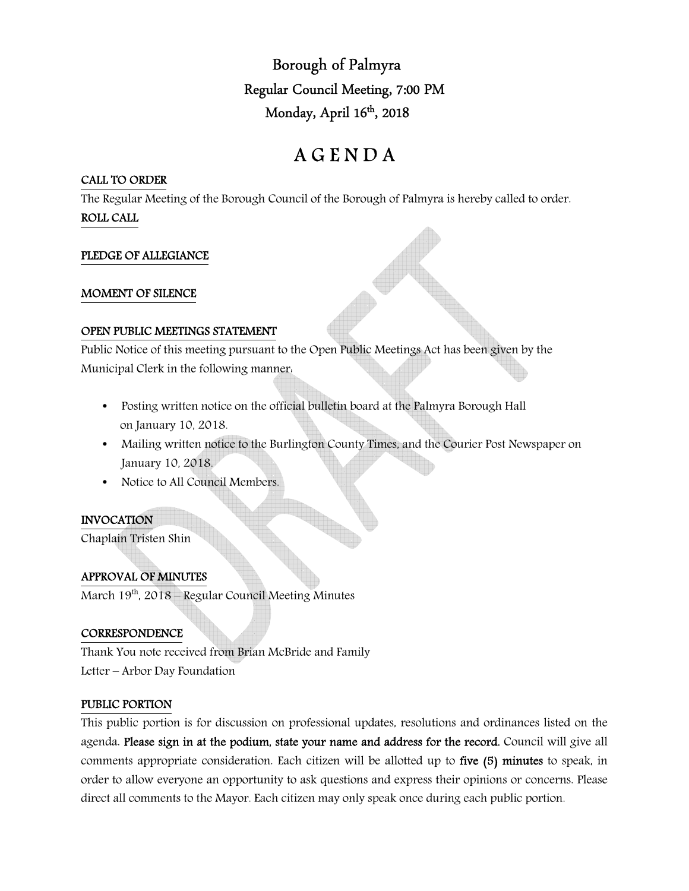# Borough of Palmyra

## Regular Council Meeting, 7:00 PM

## Monday, April 16th, 2018

# A G E N D A

### CALL TO ORDER

The Regular Meeting of the Borough Council of the Borough of Palmyra is hereby called to order.

### ROLL CALL

### PLEDGE OF ALLEGIANCE

### MOMENT OF SILENCE

### OPEN PUBLIC MEETINGS STATEMENT

Public Notice of this meeting pursuant to the Open Public Meetings Act has been given by the Municipal Clerk in the following manner:

- Posting written notice on the official bulletin board at the Palmyra Borough Hall on January 10, 2018.
- Mailing written notice to the Burlington County Times, and the Courier Post Newspaper on January 10, 2018.
- Notice to All Council Members.

### INVOCATION

Chaplain Tristen Shin

### APPROVAL OF MINUTES

March 19th, 2018 – Regular Council Meeting Minutes

### CORRESPONDENCE

Thank You note received from Brian McBride and Family

Letter – Arbor Day Foundation

### PUBLIC PORTION

This public portion is for discussion on professional updates, resolutions and ordinances listed on the agenda. **Please sign in at the podium, state your name and address for the record.** Council will give all comments appropriate consideration. Each citizen will be allotted up to **five (5) minutes** to speak, in order to allow everyone an opportunity to ask questions and express their opinions or concerns. Please direct all comments to the Mayor. Each citizen may only speak once during each public portion.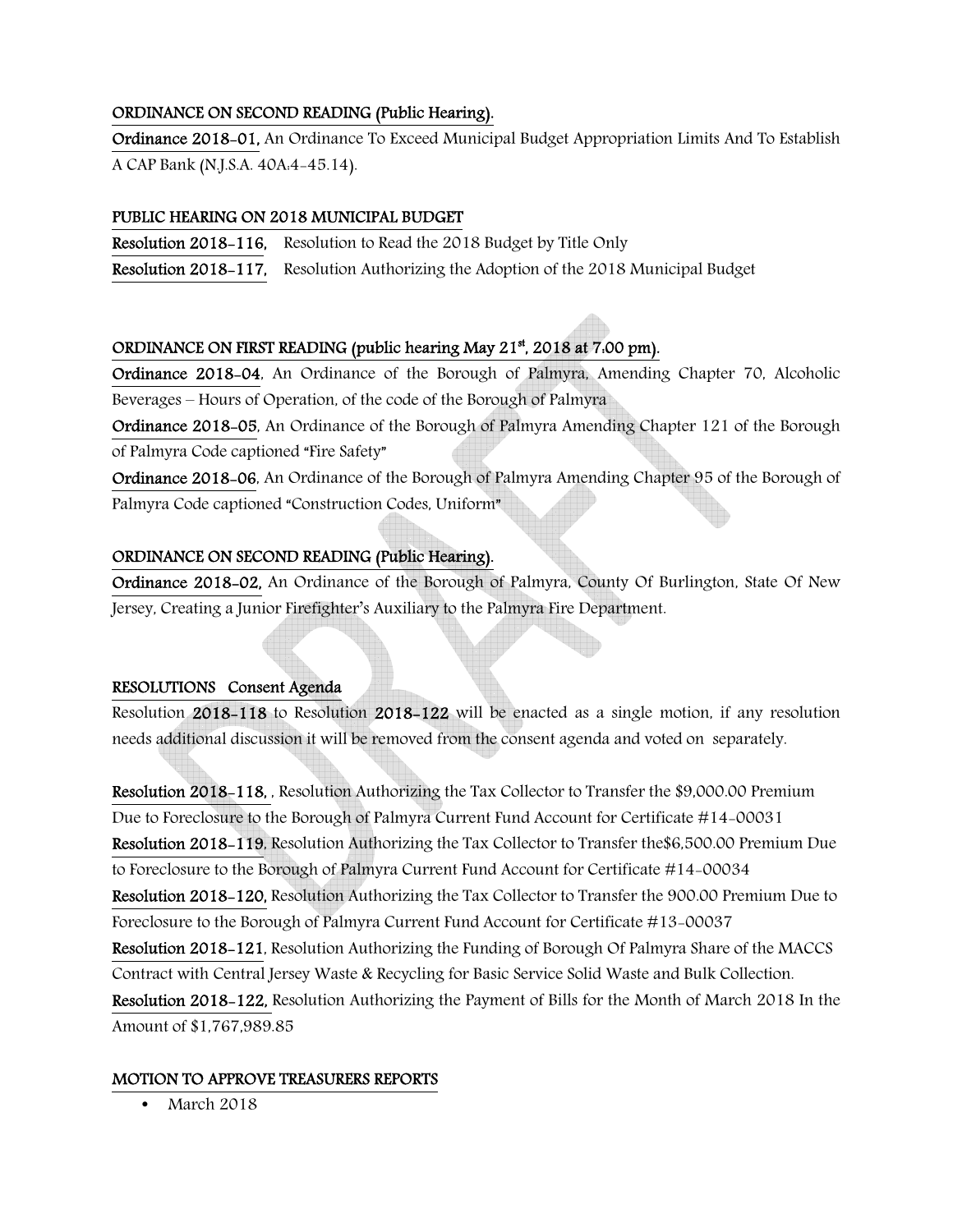## ORDINANCE ON SECOND READING (Public Hearing).

**Ordinance 2018-01,** An Ordinance To Exceed Municipal Budget Appropriation Limits And To Establish A CAP Bank (N.J.S.A. 40A:4-45.14).

## PUBLIC HEARING ON 2018 MUNICIPAL BUDGET

**Resolution 2018-116,** Resolution to Read the 2018 Budget by Title Only

**Resolution 2018-117,** Resolution Authorizing the Adoption of the 2018 Municipal Budget

## ORDINANCE ON FIRST READING (public hearing May 21st, 2018 at 7:00 pm).

**Ordinance 2018-04**, An Ordinance of the Borough of Palmyra, Amending Chapter 70, Alcoholic Beverages – Hours of Operation, of the code of the Borough of Palmyra

**Ordinance 2018-05**, An Ordinance of the Borough of Palmyra Amending Chapter 121 of the Borough of Palmyra Code captioned "Fire Safety"

**Ordinance 2018-06**, An Ordinance of the Borough of Palmyra Amending Chapter 95 of the Borough of Palmyra Code captioned "Construction Codes, Uniform"

## ORDINANCE ON SECOND READING (Public Hearing).

**Ordinance 2018-02,** An Ordinance of the Borough of Palmyra, County Of Burlington, State Of New Jersey, Creating a Junior Firefighter's Auxiliary to the Palmyra Fire Department.

## RESOLUTIONS Consent Agenda

Resolution **2018-118** to Resolution **2018-122** will be enacted as a single motion, if any resolution needs additional discussion it will be removed from the consent agenda and voted on separately.

**Resolution 2018-118,** , Resolution Authorizing the Tax Collector to Transfer the $9,000.00 Premium Due to Foreclosure to the Borough of Palmyra Current Fund Account for Certificate #14-00031

**Resolution 2018-119**, Resolution Authorizing the Tax Collector to Transfer the$6,500.00 Premium Due to Foreclosure to the Borough of Palmyra Current Fund Account for Certificate #14-00034

**Resolution 2018-120,** Resolution Authorizing the Tax Collector to Transfer the 900.00 Premium Due to Foreclosure to the Borough of Palmyra Current Fund Account for Certificate #13-00037

**Resolution 2018-121**, Resolution Authorizing the Funding of Borough Of Palmyra Share of the MACCS Contract with Central Jersey Waste & Recycling for Basic Service Solid Waste and Bulk Collection.

**Resolution 2018-122,** Resolution Authorizing the Payment of Bills for the Month of March 2018 In the Amount of $1,767,989.85

## MOTION TO APPROVE TREASURERS REPORTS

- March 2018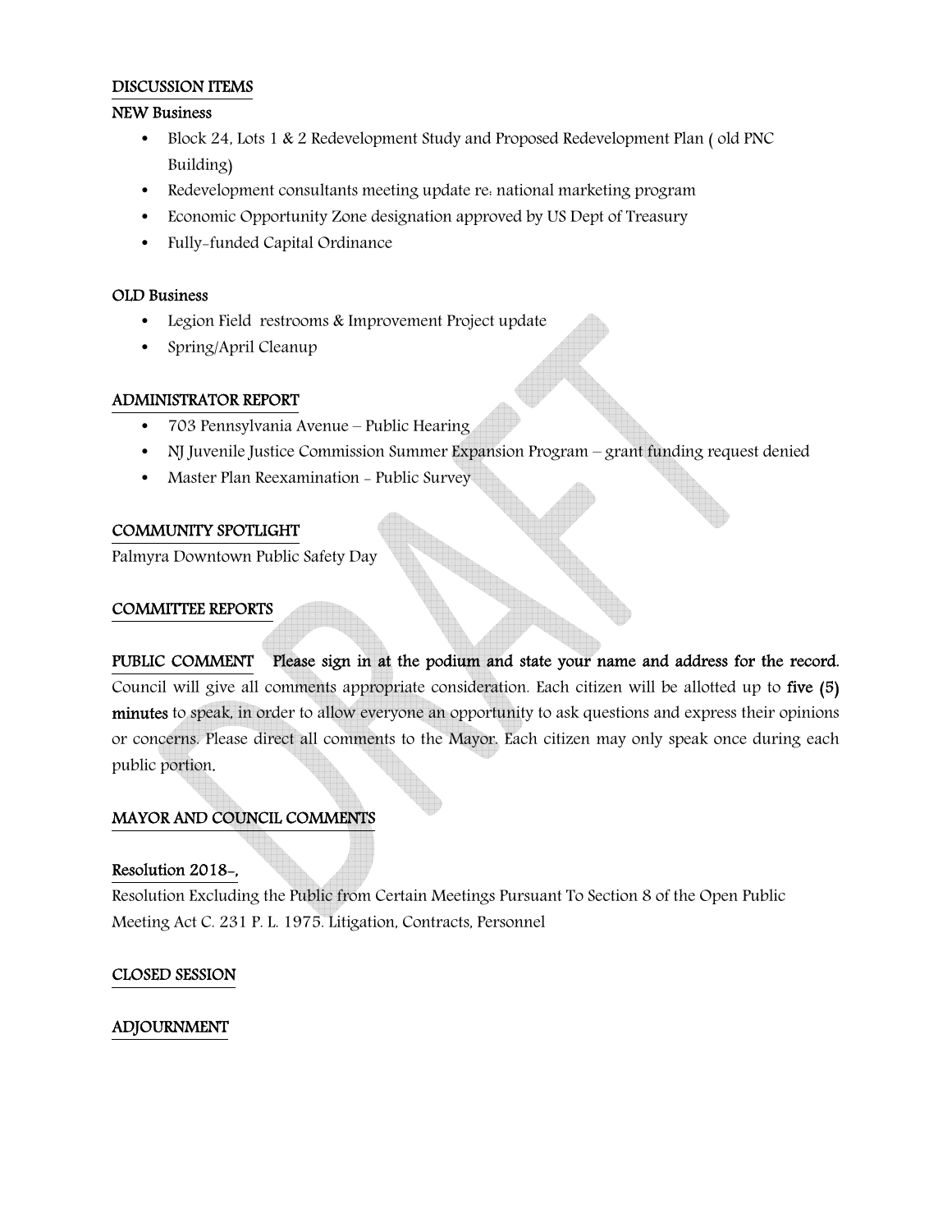## DISCUSSION ITEMS

### NEW Business

- Block 24, Lots 1 & 2 Redevelopment Study and Proposed Redevelopment Plan ( old PNC Building)
- Redevelopment consultants meeting update re: national marketing program
- Economic Opportunity Zone designation approved by US Dept of Treasury
- Fully-funded Capital Ordinance

### OLD Business

- Legion Field restrooms & Improvement Project update
- Spring/April Cleanup

## ADMINISTRATOR REPORT

- 703 Pennsylvania Avenue – Public Hearing
- NJ Juvenile Justice Commission Summer Expansion Program – grant funding request denied
- Master Plan Reexamination - Public Survey

## COMMUNITY SPOTLIGHT

Palmyra Downtown Public Safety Day

## COMMITTEE REPORTS

**PUBLIC COMMENT** **Please sign in at the podium and state your name and address for the record.** Council will give all comments appropriate consideration. Each citizen will be allotted up to **five (5) minutes** to speak, in order to allow everyone an opportunity to ask questions and express their opinions or concerns. Please direct all comments to the Mayor. Each citizen may only speak once during each public portion.

## MAYOR AND COUNCIL COMMENTS

### Resolution 2018-,

Resolution Excluding the Public from Certain Meetings Pursuant To Section 8 of the Open Public Meeting Act C. 231 P. L. 1975. Litigation, Contracts, Personnel

## CLOSED SESSION

## ADJOURNMENT